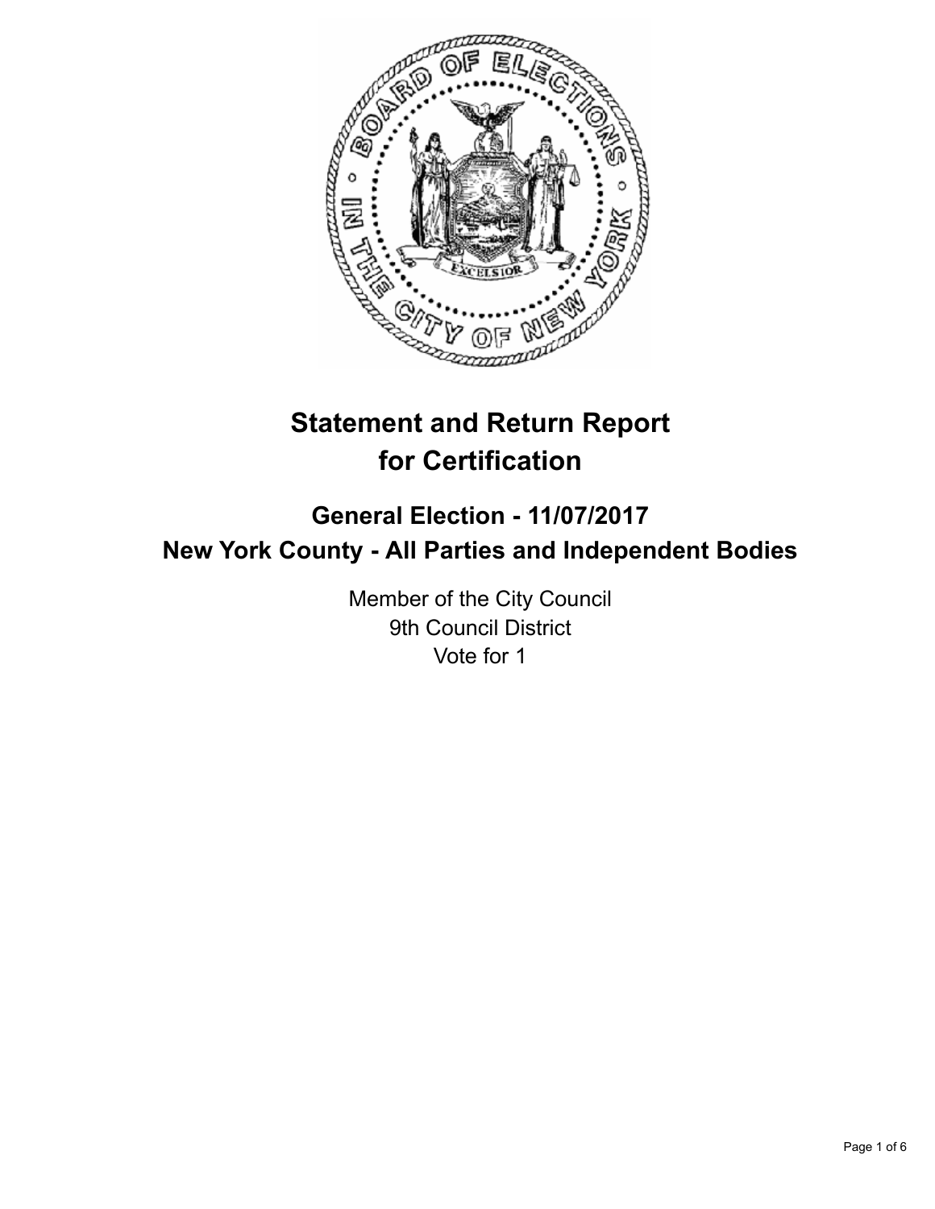# Statement and Return Report for Certification

## General Election - 11/07/2017

## New York County - All Parties and Independent Bodies

Member of the City Council
9th Council District
Vote for 1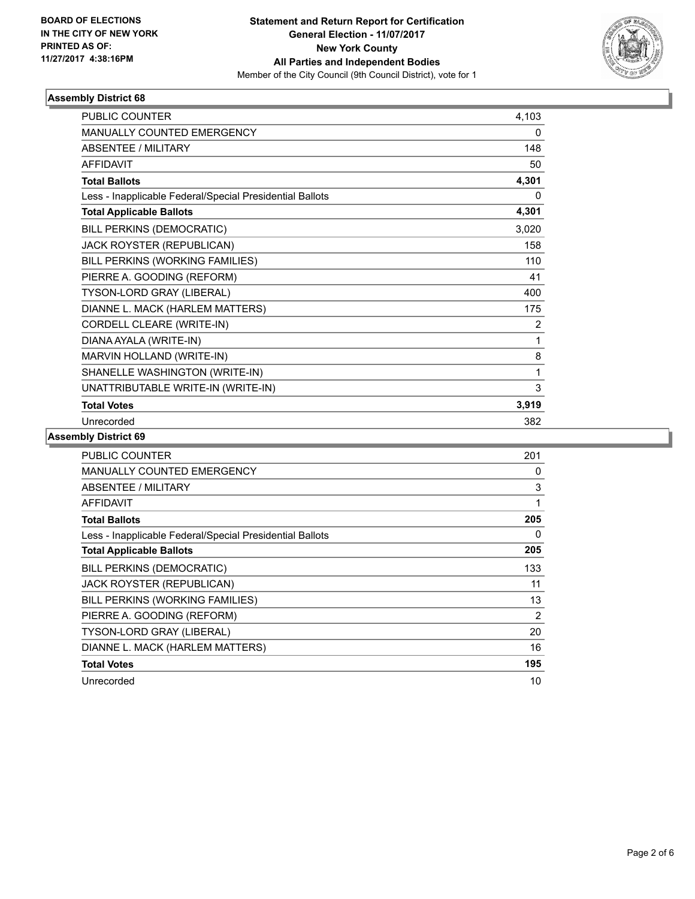BOARD OF ELECTIONS
IN THE CITY OF NEW YORK
PRINTED AS OF:
11/27/2017 4:38:16PM

**Statement and Return Report for Certification**
**General Election - 11/07/2017**
**New York County**
**All Parties and Independent Bodies**
Member of the City Council (9th Council District), vote for 1

## Assembly District 68

| | |
|---|---|
| PUBLIC COUNTER | 4,103 |
| MANUALLY COUNTED EMERGENCY | 0 |
| ABSENTEE / MILITARY | 148 |
| AFFIDAVIT | 50 |
| **Total Ballots** | **4,301** |
| Less - Inapplicable Federal/Special Presidential Ballots | 0 |
| **Total Applicable Ballots** | **4,301** |
| BILL PERKINS (DEMOCRATIC) | 3,020 |
| JACK ROYSTER (REPUBLICAN) | 158 |
| BILL PERKINS (WORKING FAMILIES) | 110 |
| PIERRE A. GOODING (REFORM) | 41 |
| TYSON-LORD GRAY (LIBERAL) | 400 |
| DIANNE L. MACK (HARLEM MATTERS) | 175 |
| CORDELL CLEARE (WRITE-IN) | 2 |
| DIANA AYALA (WRITE-IN) | 1 |
| MARVIN HOLLAND (WRITE-IN) | 8 |
| SHANELLE WASHINGTON (WRITE-IN) | 1 |
| UNATTRIBUTABLE WRITE-IN (WRITE-IN) | 3 |
| **Total Votes** | **3,919** |
| Unrecorded | 382 |

## Assembly District 69

| | |
|---|---|
| PUBLIC COUNTER | 201 |
| MANUALLY COUNTED EMERGENCY | 0 |
| ABSENTEE / MILITARY | 3 |
| AFFIDAVIT | 1 |
| **Total Ballots** | **205** |
| Less - Inapplicable Federal/Special Presidential Ballots | 0 |
| **Total Applicable Ballots** | **205** |
| BILL PERKINS (DEMOCRATIC) | 133 |
| JACK ROYSTER (REPUBLICAN) | 11 |
| BILL PERKINS (WORKING FAMILIES) | 13 |
| PIERRE A. GOODING (REFORM) | 2 |
| TYSON-LORD GRAY (LIBERAL) | 20 |
| DIANNE L. MACK (HARLEM MATTERS) | 16 |
| **Total Votes** | **195** |
| Unrecorded | 10 |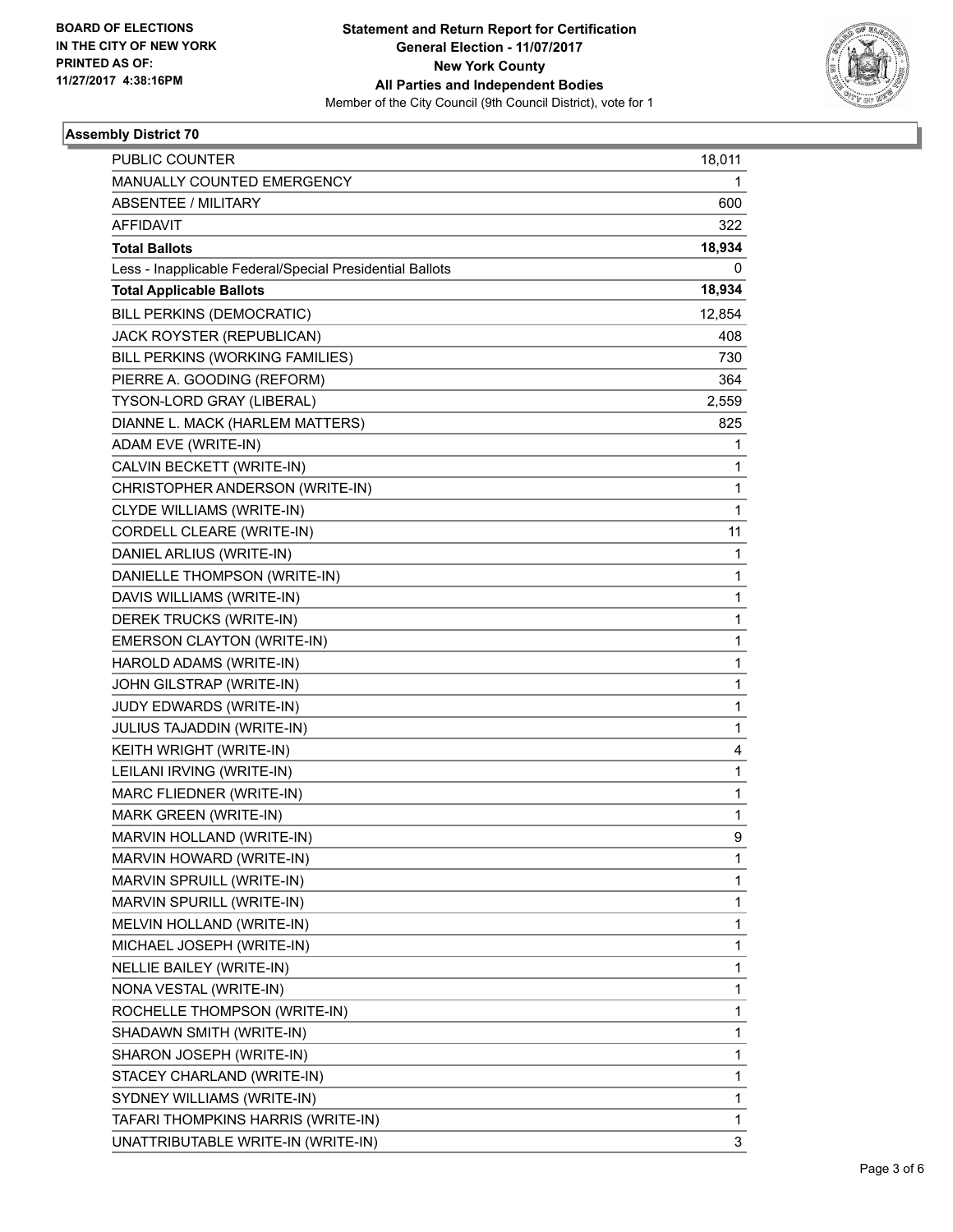BOARD OF ELECTIONS
IN THE CITY OF NEW YORK
PRINTED AS OF:
11/27/2017 4:38:16PM

**Statement and Return Report for Certification**
**General Election - 11/07/2017**
**New York County**
**All Parties and Independent Bodies**
Member of the City Council (9th Council District), vote for 1

### Assembly District 70

| | |
|---|---|
| PUBLIC COUNTER | 18,011 |
| MANUALLY COUNTED EMERGENCY | 1 |
| ABSENTEE / MILITARY | 600 |
| AFFIDAVIT | 322 |
| **Total Ballots** | **18,934** |
| Less - Inapplicable Federal/Special Presidential Ballots | 0 |
| **Total Applicable Ballots** | **18,934** |
| BILL PERKINS (DEMOCRATIC) | 12,854 |
| JACK ROYSTER (REPUBLICAN) | 408 |
| BILL PERKINS (WORKING FAMILIES) | 730 |
| PIERRE A. GOODING (REFORM) | 364 |
| TYSON-LORD GRAY (LIBERAL) | 2,559 |
| DIANNE L. MACK (HARLEM MATTERS) | 825 |
| ADAM EVE (WRITE-IN) | 1 |
| CALVIN BECKETT (WRITE-IN) | 1 |
| CHRISTOPHER ANDERSON (WRITE-IN) | 1 |
| CLYDE WILLIAMS (WRITE-IN) | 1 |
| CORDELL CLEARE (WRITE-IN) | 11 |
| DANIEL ARLIUS (WRITE-IN) | 1 |
| DANIELLE THOMPSON (WRITE-IN) | 1 |
| DAVIS WILLIAMS (WRITE-IN) | 1 |
| DEREK TRUCKS (WRITE-IN) | 1 |
| EMERSON CLAYTON (WRITE-IN) | 1 |
| HAROLD ADAMS (WRITE-IN) | 1 |
| JOHN GILSTRAP (WRITE-IN) | 1 |
| JUDY EDWARDS (WRITE-IN) | 1 |
| JULIUS TAJADDIN (WRITE-IN) | 1 |
| KEITH WRIGHT (WRITE-IN) | 4 |
| LEILANI IRVING (WRITE-IN) | 1 |
| MARC FLIEDNER (WRITE-IN) | 1 |
| MARK GREEN (WRITE-IN) | 1 |
| MARVIN HOLLAND (WRITE-IN) | 9 |
| MARVIN HOWARD (WRITE-IN) | 1 |
| MARVIN SPRUILL (WRITE-IN) | 1 |
| MARVIN SPURILL (WRITE-IN) | 1 |
| MELVIN HOLLAND (WRITE-IN) | 1 |
| MICHAEL JOSEPH (WRITE-IN) | 1 |
| NELLIE BAILEY (WRITE-IN) | 1 |
| NONA VESTAL (WRITE-IN) | 1 |
| ROCHELLE THOMPSON (WRITE-IN) | 1 |
| SHADAWN SMITH (WRITE-IN) | 1 |
| SHARON JOSEPH (WRITE-IN) | 1 |
| STACEY CHARLAND (WRITE-IN) | 1 |
| SYDNEY WILLIAMS (WRITE-IN) | 1 |
| TAFARI THOMPKINS HARRIS (WRITE-IN) | 1 |
| UNATTRIBUTABLE WRITE-IN (WRITE-IN) | 3 |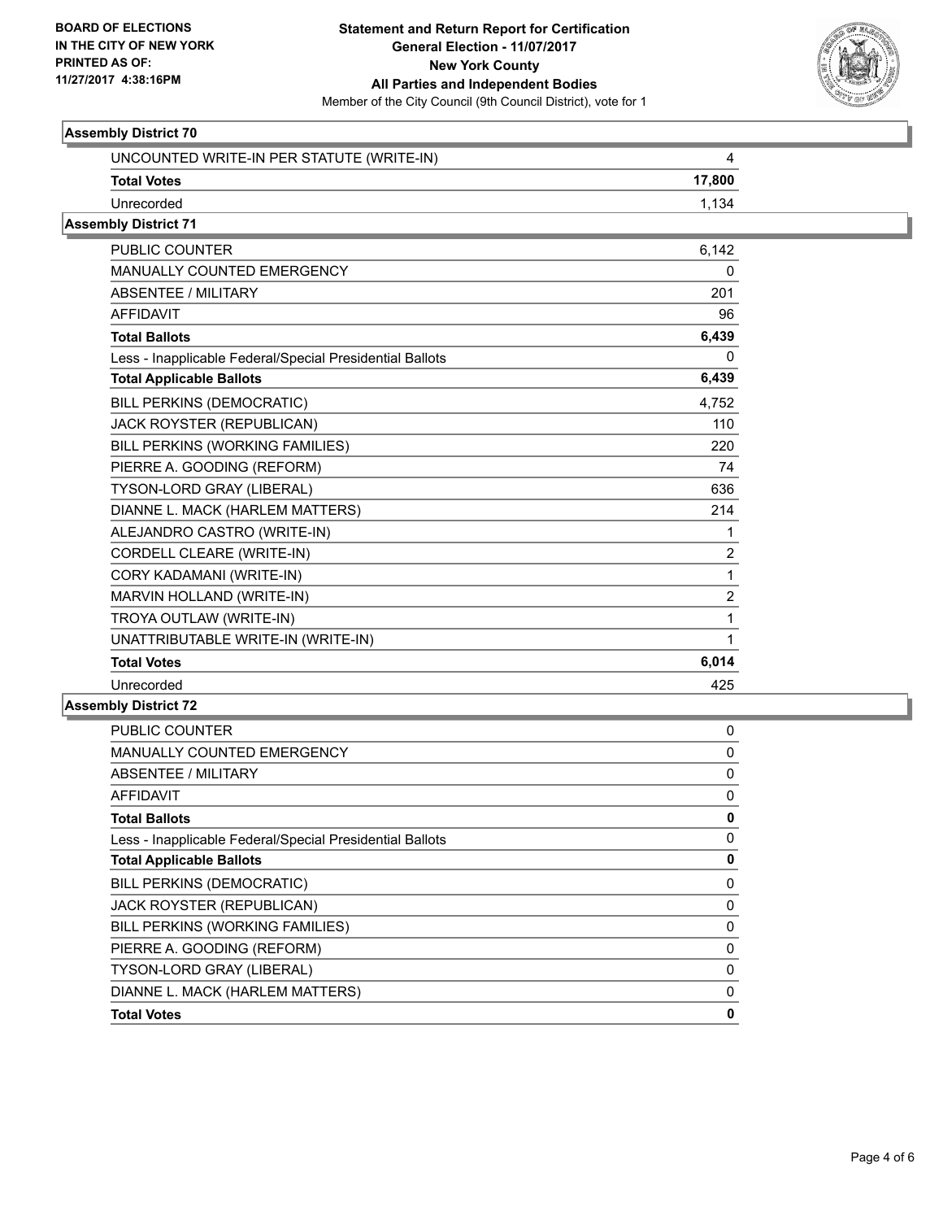**BOARD OF ELECTIONS IN THE CITY OF NEW YORK PRINTED AS OF: 11/27/2017 4:38:16PM**

**Statement and Return Report for Certification**
**General Election - 11/07/2017**
**New York County**
**All Parties and Independent Bodies**
Member of the City Council (9th Council District), vote for 1

### Assembly District 70

| | |
|---|---|
| UNCOUNTED WRITE-IN PER STATUTE (WRITE-IN) | 4 |
| **Total Votes** | **17,800** |
| Unrecorded | 1,134 |

### Assembly District 71

| | |
|---|---|
| PUBLIC COUNTER | 6,142 |
| MANUALLY COUNTED EMERGENCY | 0 |
| ABSENTEE / MILITARY | 201 |
| AFFIDAVIT | 96 |
| **Total Ballots** | **6,439** |
| Less - Inapplicable Federal/Special Presidential Ballots | 0 |
| **Total Applicable Ballots** | **6,439** |
| BILL PERKINS (DEMOCRATIC) | 4,752 |
| JACK ROYSTER (REPUBLICAN) | 110 |
| BILL PERKINS (WORKING FAMILIES) | 220 |
| PIERRE A. GOODING (REFORM) | 74 |
| TYSON-LORD GRAY (LIBERAL) | 636 |
| DIANNE L. MACK (HARLEM MATTERS) | 214 |
| ALEJANDRO CASTRO (WRITE-IN) | 1 |
| CORDELL CLEARE (WRITE-IN) | 2 |
| CORY KADAMANI (WRITE-IN) | 1 |
| MARVIN HOLLAND (WRITE-IN) | 2 |
| TROYA OUTLAW (WRITE-IN) | 1 |
| UNATTRIBUTABLE WRITE-IN (WRITE-IN) | 1 |
| **Total Votes** | **6,014** |
| Unrecorded | 425 |

### Assembly District 72

| | |
|---|---|
| PUBLIC COUNTER | 0 |
| MANUALLY COUNTED EMERGENCY | 0 |
| ABSENTEE / MILITARY | 0 |
| AFFIDAVIT | 0 |
| **Total Ballots** | **0** |
| Less - Inapplicable Federal/Special Presidential Ballots | 0 |
| **Total Applicable Ballots** | **0** |
| BILL PERKINS (DEMOCRATIC) | 0 |
| JACK ROYSTER (REPUBLICAN) | 0 |
| BILL PERKINS (WORKING FAMILIES) | 0 |
| PIERRE A. GOODING (REFORM) | 0 |
| TYSON-LORD GRAY (LIBERAL) | 0 |
| DIANNE L. MACK (HARLEM MATTERS) | 0 |
| **Total Votes** | **0** |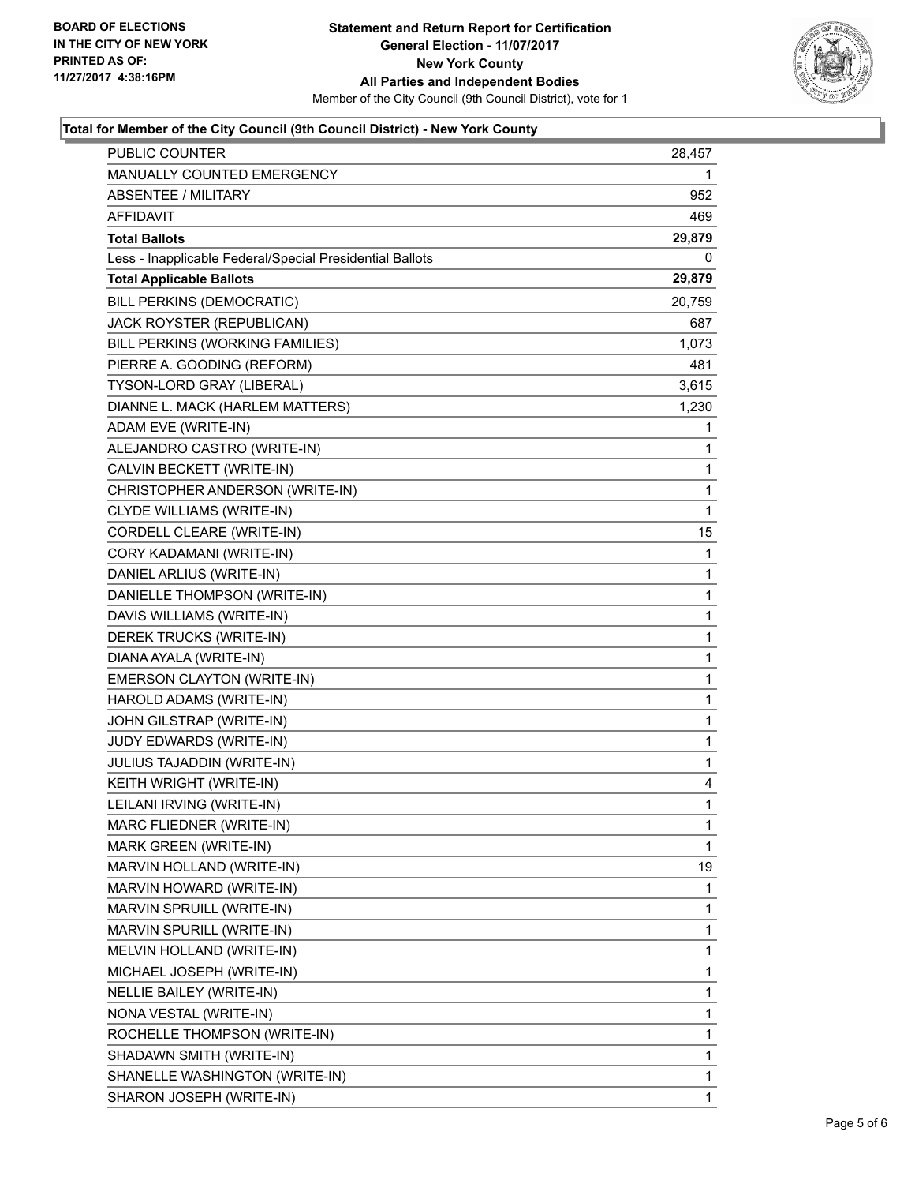**Statement and Return Report for Certification**
**General Election - 11/07/2017**
**New York County**
**All Parties and Independent Bodies**
Member of the City Council (9th Council District), vote for 1

BOARD OF ELECTIONS
IN THE CITY OF NEW YORK
PRINTED AS OF:
11/27/2017 4:38:16PM

## Total for Member of the City Council (9th Council District) - New York County

| | |
|---|---|
| PUBLIC COUNTER | 28,457 |
| MANUALLY COUNTED EMERGENCY | 1 |
| ABSENTEE / MILITARY | 952 |
| AFFIDAVIT | 469 |
| **Total Ballots** | **29,879** |
| Less - Inapplicable Federal/Special Presidential Ballots | 0 |
| **Total Applicable Ballots** | **29,879** |
| BILL PERKINS (DEMOCRATIC) | 20,759 |
| JACK ROYSTER (REPUBLICAN) | 687 |
| BILL PERKINS (WORKING FAMILIES) | 1,073 |
| PIERRE A. GOODING (REFORM) | 481 |
| TYSON-LORD GRAY (LIBERAL) | 3,615 |
| DIANNE L. MACK (HARLEM MATTERS) | 1,230 |
| ADAM EVE (WRITE-IN) | 1 |
| ALEJANDRO CASTRO (WRITE-IN) | 1 |
| CALVIN BECKETT (WRITE-IN) | 1 |
| CHRISTOPHER ANDERSON (WRITE-IN) | 1 |
| CLYDE WILLIAMS (WRITE-IN) | 1 |
| CORDELL CLEARE (WRITE-IN) | 15 |
| CORY KADAMANI (WRITE-IN) | 1 |
| DANIEL ARLIUS (WRITE-IN) | 1 |
| DANIELLE THOMPSON (WRITE-IN) | 1 |
| DAVIS WILLIAMS (WRITE-IN) | 1 |
| DEREK TRUCKS (WRITE-IN) | 1 |
| DIANA AYALA (WRITE-IN) | 1 |
| EMERSON CLAYTON (WRITE-IN) | 1 |
| HAROLD ADAMS (WRITE-IN) | 1 |
| JOHN GILSTRAP (WRITE-IN) | 1 |
| JUDY EDWARDS (WRITE-IN) | 1 |
| JULIUS TAJADDIN (WRITE-IN) | 1 |
| KEITH WRIGHT (WRITE-IN) | 4 |
| LEILANI IRVING (WRITE-IN) | 1 |
| MARC FLIEDNER (WRITE-IN) | 1 |
| MARK GREEN (WRITE-IN) | 1 |
| MARVIN HOLLAND (WRITE-IN) | 19 |
| MARVIN HOWARD (WRITE-IN) | 1 |
| MARVIN SPRUILL (WRITE-IN) | 1 |
| MARVIN SPURILL (WRITE-IN) | 1 |
| MELVIN HOLLAND (WRITE-IN) | 1 |
| MICHAEL JOSEPH (WRITE-IN) | 1 |
| NELLIE BAILEY (WRITE-IN) | 1 |
| NONA VESTAL (WRITE-IN) | 1 |
| ROCHELLE THOMPSON (WRITE-IN) | 1 |
| SHADAWN SMITH (WRITE-IN) | 1 |
| SHANELLE WASHINGTON (WRITE-IN) | 1 |
| SHARON JOSEPH (WRITE-IN) | 1 |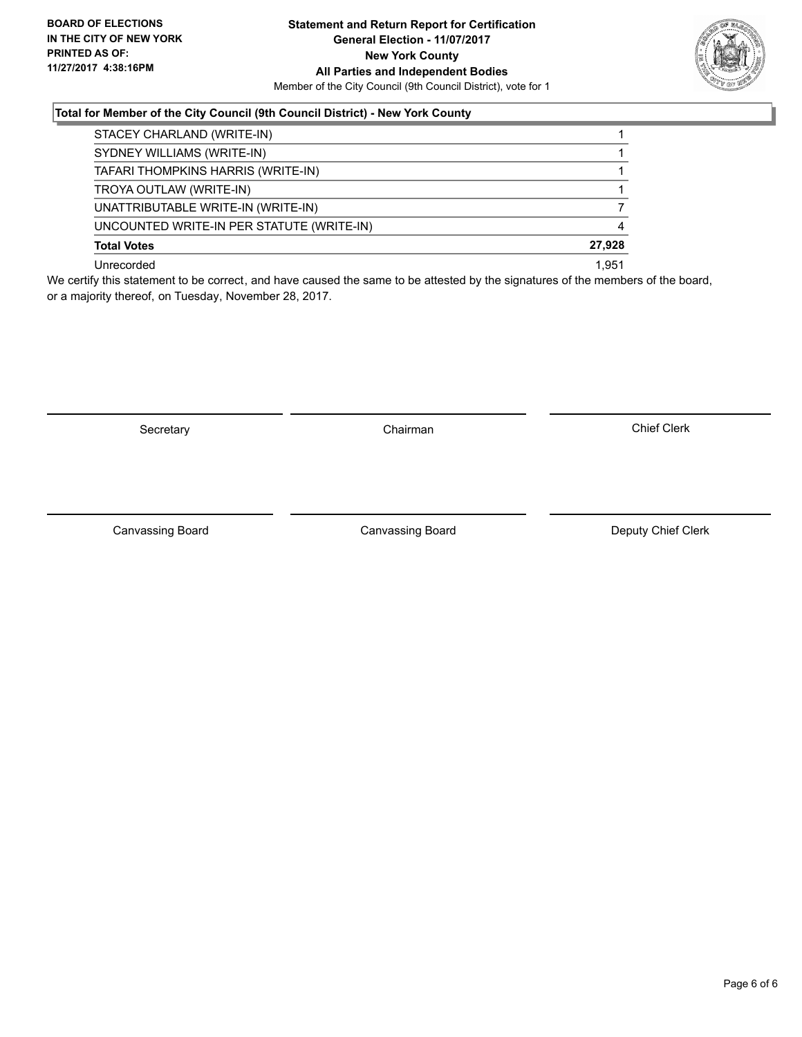**BOARD OF ELECTIONS IN THE CITY OF NEW YORK PRINTED AS OF: 11/27/2017 4:38:16PM**

**Statement and Return Report for Certification**
**General Election - 11/07/2017**
**New York County**
**All Parties and Independent Bodies**
Member of the City Council (9th Council District), vote for 1

### Total for Member of the City Council (9th Council District) - New York County

| | |
|---|---|
| STACEY CHARLAND (WRITE-IN) | 1 |
| SYDNEY WILLIAMS (WRITE-IN) | 1 |
| TAFARI THOMPKINS HARRIS (WRITE-IN) | 1 |
| TROYA OUTLAW (WRITE-IN) | 1 |
| UNATTRIBUTABLE WRITE-IN (WRITE-IN) | 7 |
| UNCOUNTED WRITE-IN PER STATUTE (WRITE-IN) | 4 |
| **Total Votes** | **27,928** |
| Unrecorded | 1,951 |

We certify this statement to be correct, and have caused the same to be attested by the signatures of the members of the board, or a majority thereof, on Tuesday, November 28, 2017.

Secretary

Chairman

Chief Clerk

Canvassing Board

Canvassing Board

Deputy Chief Clerk